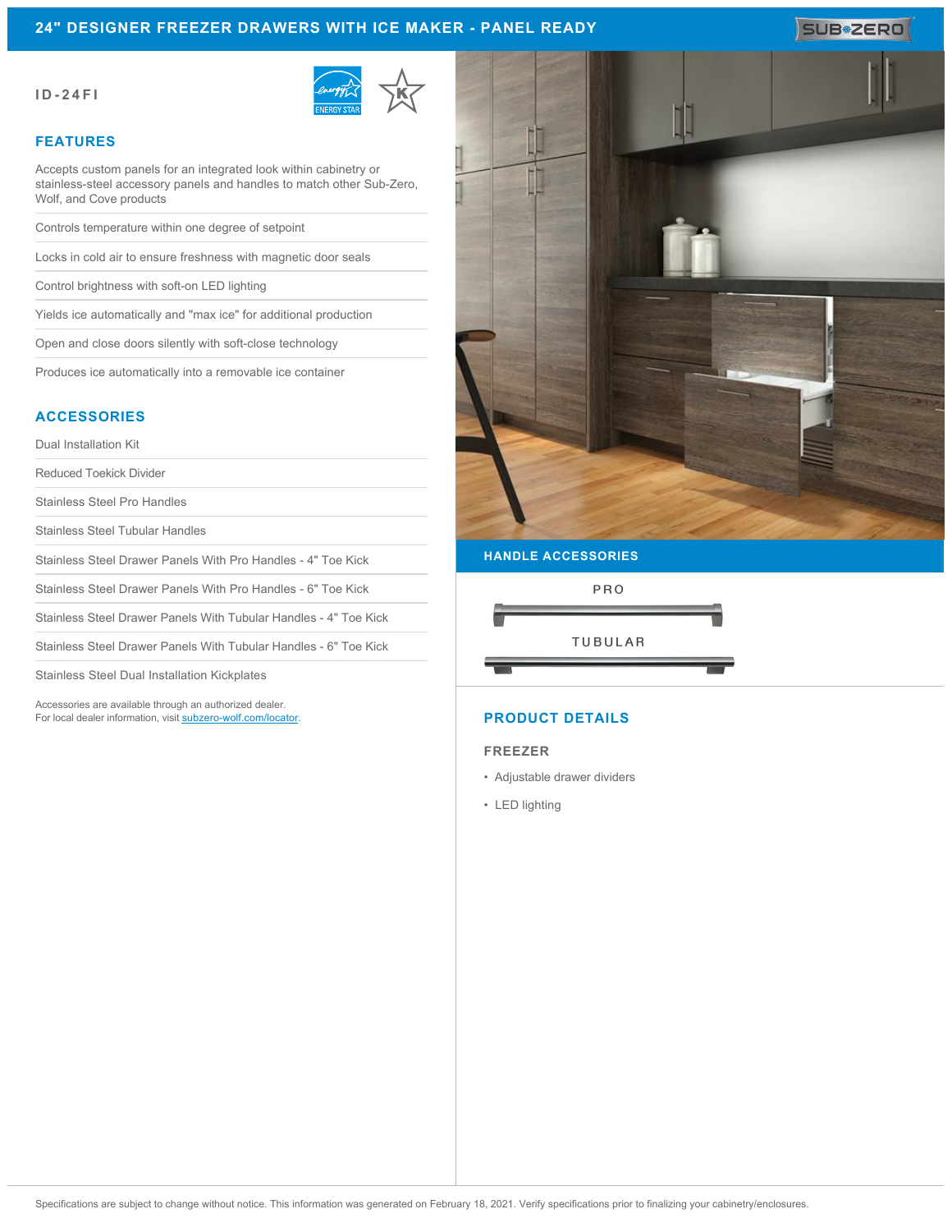# 24" DESIGNER FREEZER DRAWERS WITH ICE MAKER - PANEL READY

SUB-ZERO

ID-24FI

## FEATURES

- Accepts custom panels for an integrated look within cabinetry or stainless-steel accessory panels and handles to match other Sub-Zero, Wolf, and Cove products
- Controls temperature within one degree of setpoint
- Locks in cold air to ensure freshness with magnetic door seals
- Control brightness with soft-on LED lighting
- Yields ice automatically and "max ice" for additional production
- Open and close doors silently with soft-close technology
- Produces ice automatically into a removable ice container

## ACCESSORIES

- Dual Installation Kit
- Reduced Toekick Divider
- Stainless Steel Pro Handles
- Stainless Steel Tubular Handles
- Stainless Steel Drawer Panels With Pro Handles - 4" Toe Kick
- Stainless Steel Drawer Panels With Pro Handles - 6" Toe Kick
- Stainless Steel Drawer Panels With Tubular Handles - 4" Toe Kick
- Stainless Steel Drawer Panels With Tubular Handles - 6" Toe Kick
- Stainless Steel Dual Installation Kickplates

Accessories are available through an authorized dealer.
For local dealer information, visit [subzero-wolf.com/locator](subzero-wolf.com/locator).

## HANDLE ACCESSORIES

PRO

TUBULAR

## PRODUCT DETAILS

### FREEZER

- Adjustable drawer dividers
- LED lighting

Specifications are subject to change without notice. This information was generated on February 18, 2021. Verify specifications prior to finalizing your cabinetry/enclosures.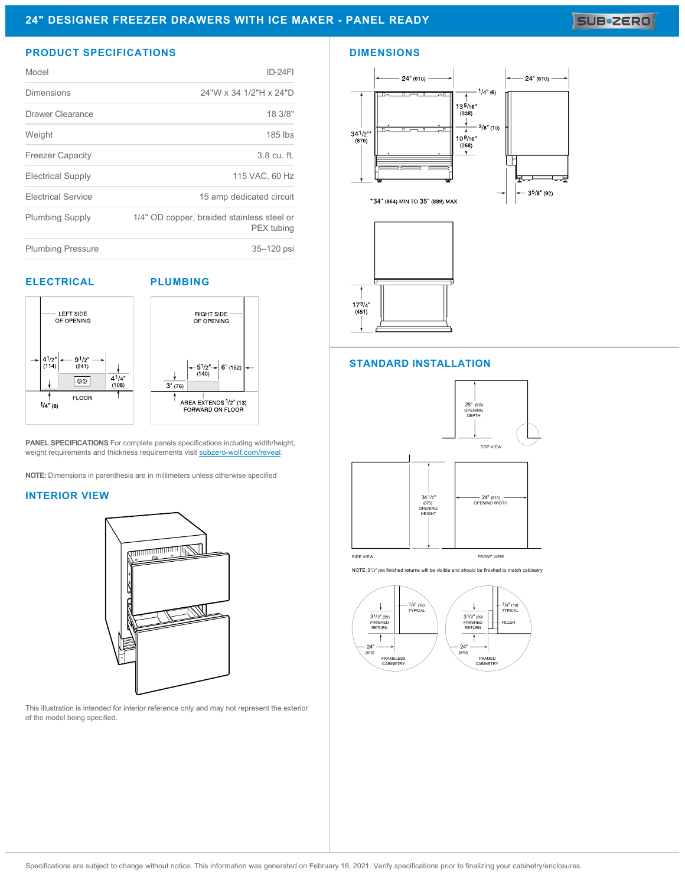# 24" DESIGNER FREEZER DRAWERS WITH ICE MAKER - PANEL READY

## PRODUCT SPECIFICATIONS

| | |
|---|---|
| Model | ID-24FI |
| Dimensions | 24"W x 34 1/2"H x 24"D |
| Drawer Clearance | 18 3/8" |
| Weight | 185 lbs |
| Freezer Capacity | 3.8 cu. ft. |
| Electrical Supply | 115 VAC, 60 Hz |
| Electrical Service | 15 amp dedicated circuit |
| Plumbing Supply | 1/4" OD copper, braided stainless steel or PEX tubing |
| Plumbing Pressure | 35–120 psi |

## ELECTRICAL

LEFT SIDE OF OPENING
4 1/2" (114)
9 1/2" (241)
4 1/4" (108)
FLOOR
1/4" (6)

## PLUMBING

RIGHT SIDE OF OPENING
5 1/2" (140)
6" (152)
3" (76)
AREA EXTENDS 1/2" (13) FORWARD ON FLOOR

**PANEL SPECIFICATIONS** For complete panels specifications including width/height, weight requirements and thickness requirements visit subzero-wolf.com/reveal.

**NOTE:** Dimensions in parenthesis are in millimeters unless otherwise specified

## INTERIOR VIEW

This illustration is intended for interior reference only and may not represent the exterior of the model being specified.

## DIMENSIONS

24" (610)
24" (610)
1/4" (6)
13 5/16" (338)
3/8" (10)
10 9/16" (268)
34 1/2"* (876)
3 5/8" (92)
*34" (864) MIN TO 35" (889) MAX
17 3/4" (451)

## STANDARD INSTALLATION

25" (635) OPENING DEPTH
TOP VIEW
34 1/2" (876) OPENING HEIGHT
24" (610) OPENING WIDTH
SIDE VIEW
FRONT VIEW

NOTE: 3 1/2" (89) finished returns will be visible and should be finished to match cabinetry

3/4" (19) TYPICAL
3 1/2" (89) FINISHED RETURN
24" (610)
FRAMELESS CABINETRY

3/4" (19) TYPICAL
FILLER
3 1/2" (89) FINISHED RETURN
24" (610)
FRAMED CABINETRY

Specifications are subject to change without notice. This information was generated on February 18, 2021. Verify specifications prior to finalizing your cabinetry/enclosures.